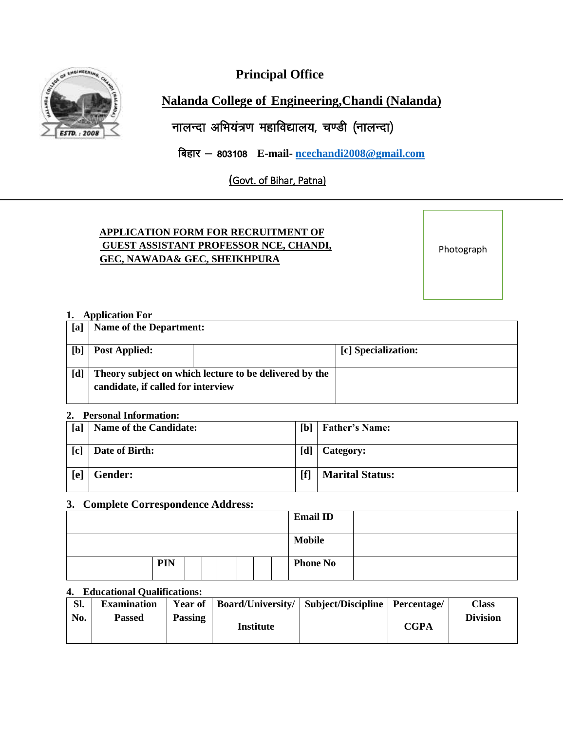**Principal Office**

**Nalanda College of Engineering,Chandi (Nalanda)**

नालन्दा अभियंत्रण महाविद्यालय, चण्डी (नालन्दा)

बिहार – 803108 **E-mail-** ncechandi2008@gmail.com

(Govt. of Bihar, Patna)

---

**APPLICATION FORM FOR RECRUITMENT OF GUEST ASSISTANT PROFESSOR NCE, CHANDI, GEC, NAWADA& GEC, SHEIKHPURA**

Photograph

**1. Application For**

| [a] | Name of the Department: | | |
|---|---|---|---|
| [b] | Post Applied: | | [c] Specialization: |
| [d] | Theory subject on which lecture to be delivered by the candidate, if called for interview | | |

**2. Personal Information:**

| [a] | Name of the Candidate: | [b] | Father's Name: |
|---|---|---|---|
| [c] | Date of Birth: | [d] | Category: |
| [e] | Gender: | [f] | Marital Status: |

**3. Complete Correspondence Address:**

| | | | | | | | | Email ID | |
|---|---|---|---|---|---|---|---|---|---|
| | | | | | | | | Mobile | |
| | PIN | | | | | | | Phone No | |

**4. Educational Qualifications:**

| Sl. No. | Examination Passed | Year of Passing | Board/University/ Institute | Subject/Discipline | Percentage/ CGPA | Class Division |
|---|---|---|---|---|---|---|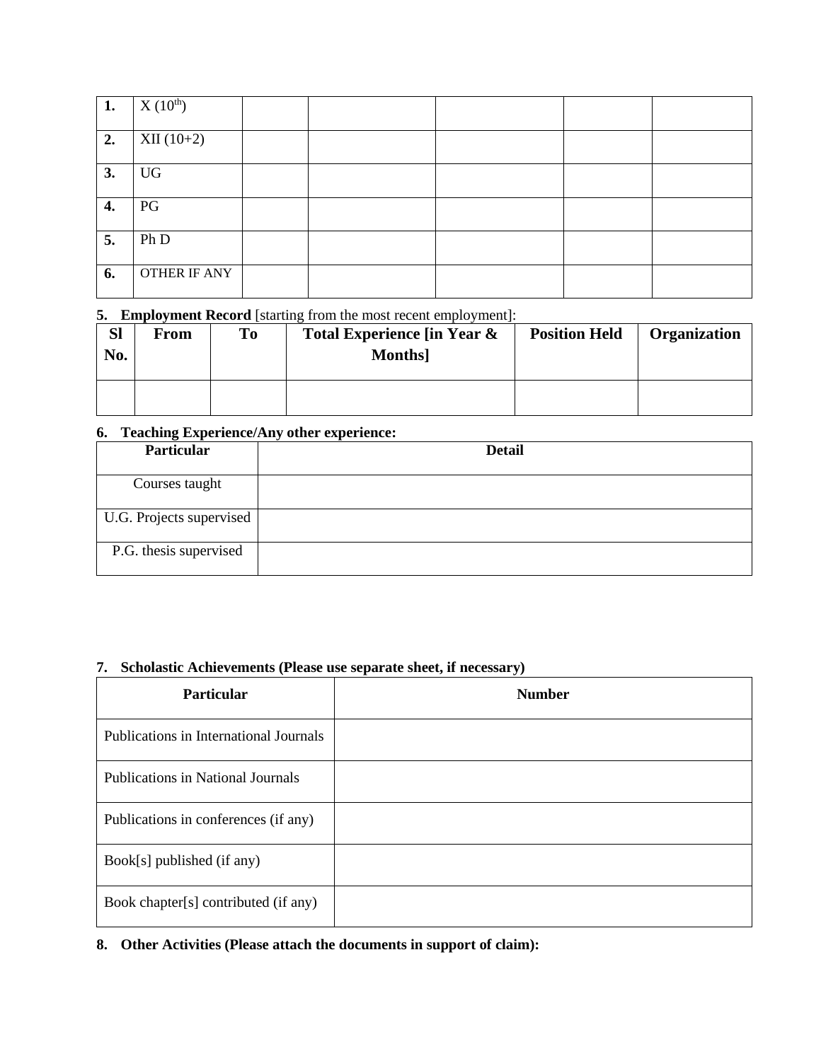| | | | | | | |
|---|---|---|---|---|---|---|
| **1.** | X ($10^{th}$) | | | | | |
| **2.** | XII (10+2) | | | | | |
| **3.** | UG | | | | | |
| **4.** | PG | | | | | |
| **5.** | Ph D | | | | | |
| **6.** | OTHER IF ANY | | | | | |

**5. Employment Record** [starting from the most recent employment]:

| Sl No. | From | To | Total Experience [in Year & Months] | Position Held | Organization |
|---|---|---|---|---|---|
| | | | | | |

**6. Teaching Experience/Any other experience:**

| Particular | Detail |
|---|---|
| Courses taught | |
| U.G. Projects supervised | |
| P.G. thesis supervised | |

**7. Scholastic Achievements (Please use separate sheet, if necessary)**

| Particular | Number |
|---|---|
| Publications in International Journals | |
| Publications in National Journals | |
| Publications in conferences (if any) | |
| Book[s] published (if any) | |
| Book chapter[s] contributed (if any) | |

**8. Other Activities (Please attach the documents in support of claim):**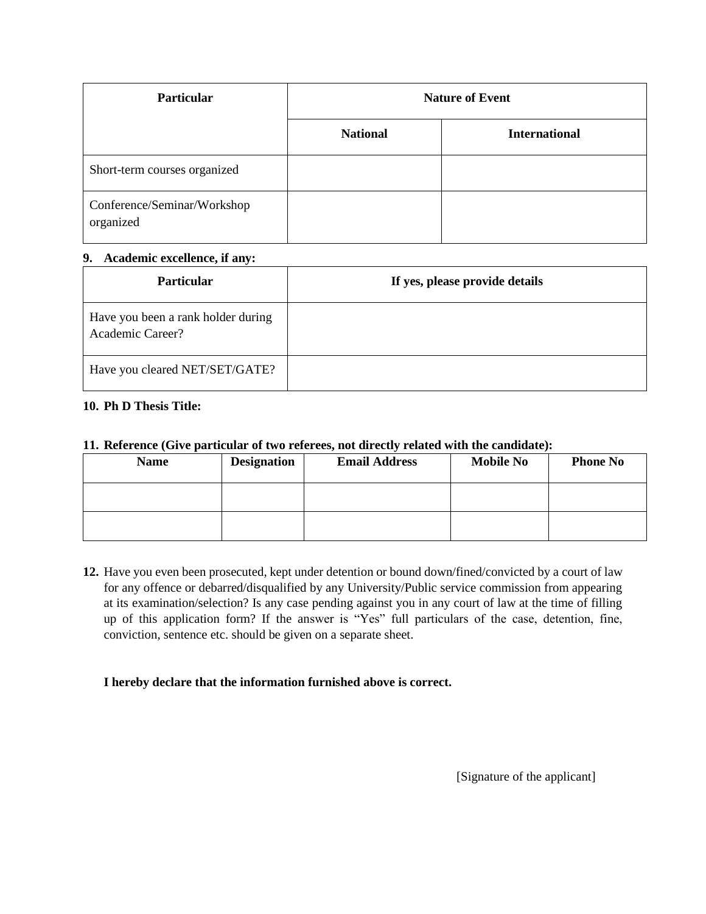| Particular | Nature of Event | |
|---|---|---|
| | National | International |
| Short-term courses organized | | |
| Conference/Seminar/Workshop organized | | |

**9. Academic excellence, if any:**

| Particular | If yes, please provide details |
|---|---|
| Have you been a rank holder during Academic Career? | |
| Have you cleared NET/SET/GATE? | |

**10. Ph D Thesis Title:**

**11. Reference (Give particular of two referees, not directly related with the candidate):**

| Name | Designation | Email Address | Mobile No | Phone No |
|---|---|---|---|---|
| | | | | |
| | | | | |

**12.** Have you even been prosecuted, kept under detention or bound down/fined/convicted by a court of law for any offence or debarred/disqualified by any University/Public service commission from appearing at its examination/selection? Is any case pending against you in any court of law at the time of filling up of this application form? If the answer is "Yes" full particulars of the case, detention, fine, conviction, sentence etc. should be given on a separate sheet.

**I hereby declare that the information furnished above is correct.**

[Signature of the applicant]